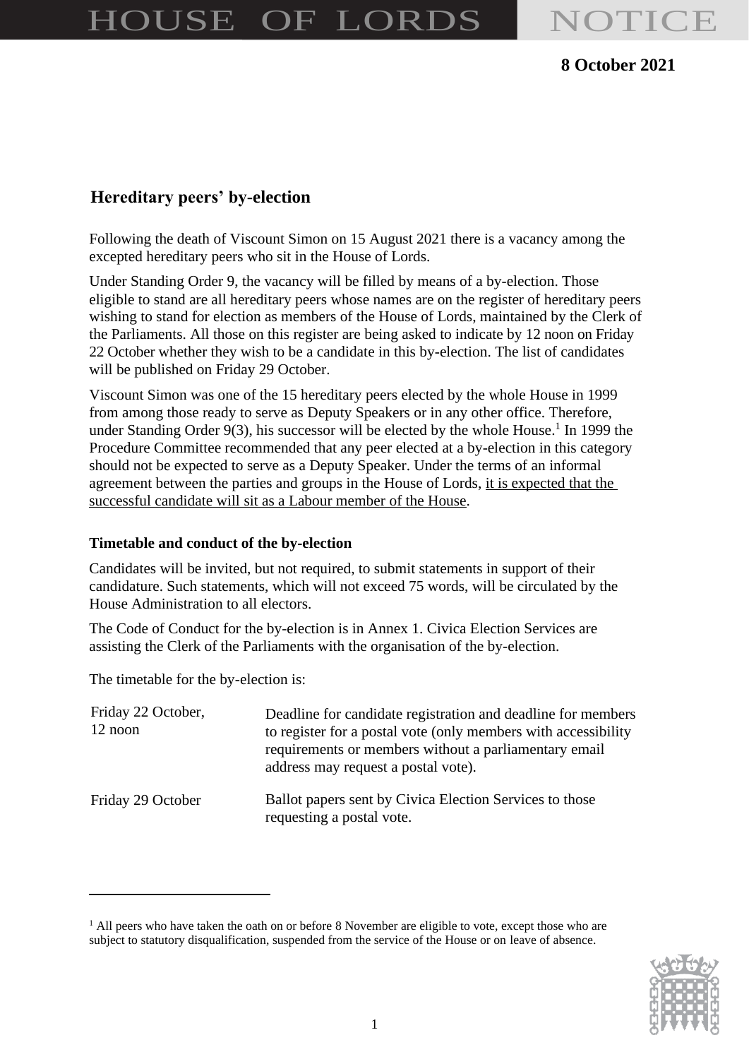# HOUSE OF LORDS NOTICE

**8 October 2021**

## Hereditary peers' by-election

Following the death of Viscount Simon on 15 August 2021 there is a vacancy among the excepted hereditary peers who sit in the House of Lords.

Under Standing Order 9, the vacancy will be filled by means of a by-election. Those eligible to stand are all hereditary peers whose names are on the register of hereditary peers wishing to stand for election as members of the House of Lords, maintained by the Clerk of the Parliaments. All those on this register are being asked to indicate by 12 noon on Friday 22 October whether they wish to be a candidate in this by-election. The list of candidates will be published on Friday 29 October.

Viscount Simon was one of the 15 hereditary peers elected by the whole House in 1999 from among those ready to serve as Deputy Speakers or in any other office. Therefore, under Standing Order 9(3), his successor will be elected by the whole House.[1] In 1999 the Procedure Committee recommended that any peer elected at a by-election in this category should not be expected to serve as a Deputy Speaker. Under the terms of an informal agreement between the parties and groups in the House of Lords, <u>it is expected that the successful candidate will sit as a Labour member of the House</u>.

### Timetable and conduct of the by-election

Candidates will be invited, but not required, to submit statements in support of their candidature. Such statements, which will not exceed 75 words, will be circulated by the House Administration to all electors.

The Code of Conduct for the by-election is in Annex 1. Civica Election Services are assisting the Clerk of the Parliaments with the organisation of the by-election.

The timetable for the by-election is:

| | |
|---|---|
| Friday 22 October, 12 noon | Deadline for candidate registration and deadline for members to register for a postal vote (only members with accessibility requirements or members without a parliamentary email address may request a postal vote). |
| Friday 29 October | Ballot papers sent by Civica Election Services to those requesting a postal vote. |

[1] All peers who have taken the oath on or before 8 November are eligible to vote, except those who are subject to statutory disqualification, suspended from the service of the House or on leave of absence.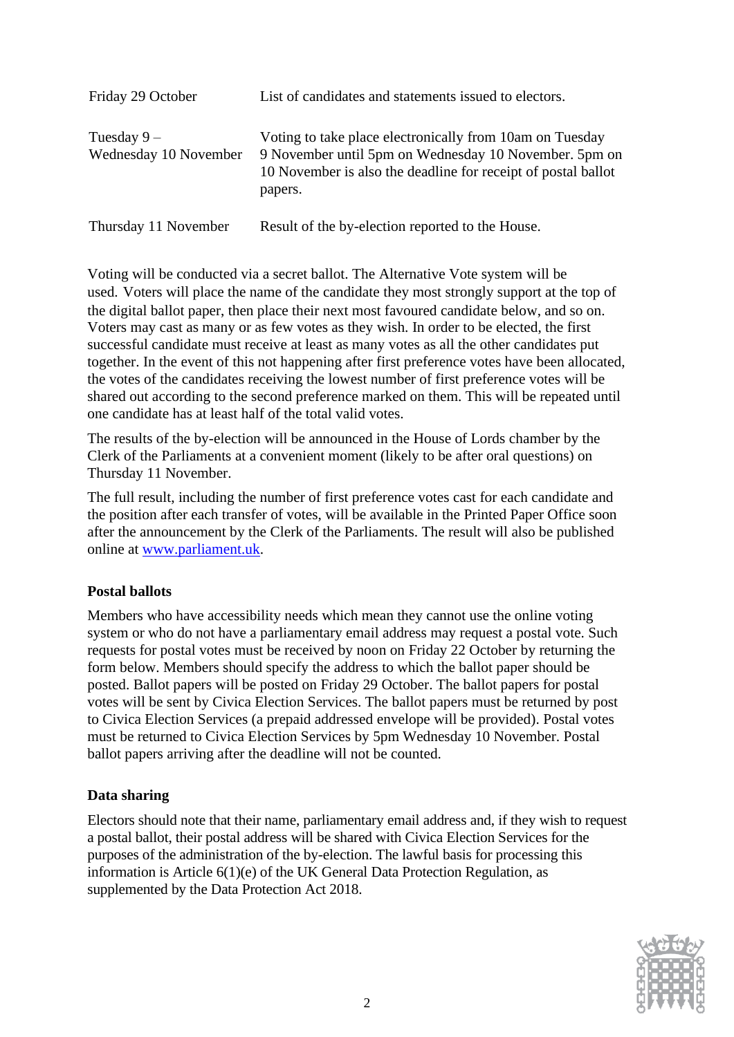| | |
|---|---|
| Friday 29 October | List of candidates and statements issued to electors. |
| Tuesday 9 – Wednesday 10 November | Voting to take place electronically from 10am on Tuesday 9 November until 5pm on Wednesday 10 November. 5pm on 10 November is also the deadline for receipt of postal ballot papers. |
| Thursday 11 November | Result of the by-election reported to the House. |

Voting will be conducted via a secret ballot. The Alternative Vote system will be used. Voters will place the name of the candidate they most strongly support at the top of the digital ballot paper, then place their next most favoured candidate below, and so on. Voters may cast as many or as few votes as they wish. In order to be elected, the first successful candidate must receive at least as many votes as all the other candidates put together. In the event of this not happening after first preference votes have been allocated, the votes of the candidates receiving the lowest number of first preference votes will be shared out according to the second preference marked on them. This will be repeated until one candidate has at least half of the total valid votes.

The results of the by-election will be announced in the House of Lords chamber by the Clerk of the Parliaments at a convenient moment (likely to be after oral questions) on Thursday 11 November.

The full result, including the number of first preference votes cast for each candidate and the position after each transfer of votes, will be available in the Printed Paper Office soon after the announcement by the Clerk of the Parliaments. The result will also be published online at [www.parliament.uk](www.parliament.uk).

**Postal ballots**

Members who have accessibility needs which mean they cannot use the online voting system or who do not have a parliamentary email address may request a postal vote. Such requests for postal votes must be received by noon on Friday 22 October by returning the form below. Members should specify the address to which the ballot paper should be posted. Ballot papers will be posted on Friday 29 October. The ballot papers for postal votes will be sent by Civica Election Services. The ballot papers must be returned by post to Civica Election Services (a prepaid addressed envelope will be provided). Postal votes must be returned to Civica Election Services by 5pm Wednesday 10 November. Postal ballot papers arriving after the deadline will not be counted.

**Data sharing**

Electors should note that their name, parliamentary email address and, if they wish to request a postal ballot, their postal address will be shared with Civica Election Services for the purposes of the administration of the by-election. The lawful basis for processing this information is Article 6(1)(e) of the UK General Data Protection Regulation, as supplemented by the Data Protection Act 2018.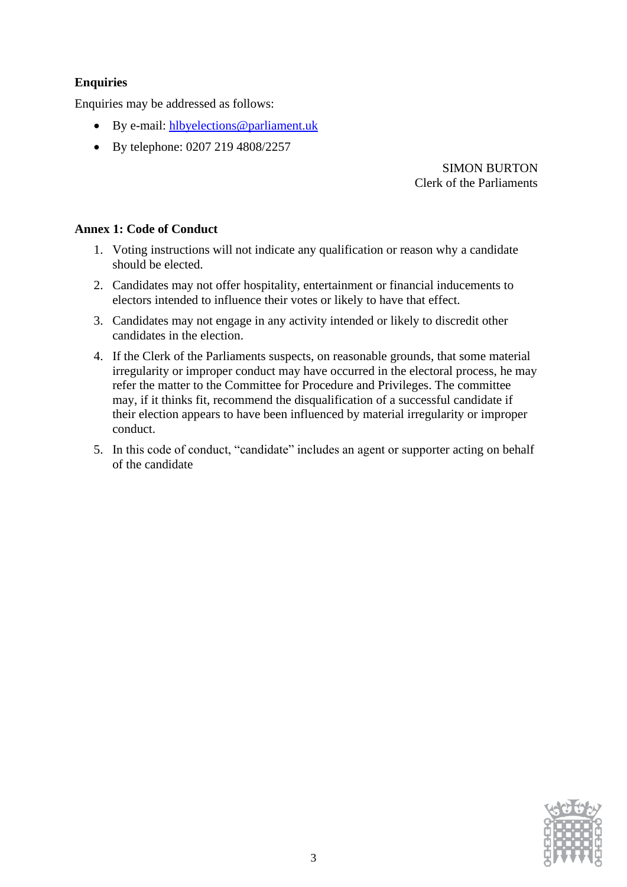**Enquiries**

Enquiries may be addressed as follows:

- By e-mail: hlbyelections@parliament.uk
- By telephone: 0207 219 4808/2257

SIMON BURTON
Clerk of the Parliaments

**Annex 1: Code of Conduct**

1. Voting instructions will not indicate any qualification or reason why a candidate should be elected.
2. Candidates may not offer hospitality, entertainment or financial inducements to electors intended to influence their votes or likely to have that effect.
3. Candidates may not engage in any activity intended or likely to discredit other candidates in the election.
4. If the Clerk of the Parliaments suspects, on reasonable grounds, that some material irregularity or improper conduct may have occurred in the electoral process, he may refer the matter to the Committee for Procedure and Privileges. The committee may, if it thinks fit, recommend the disqualification of a successful candidate if their election appears to have been influenced by material irregularity or improper conduct.
5. In this code of conduct, "candidate" includes an agent or supporter acting on behalf of the candidate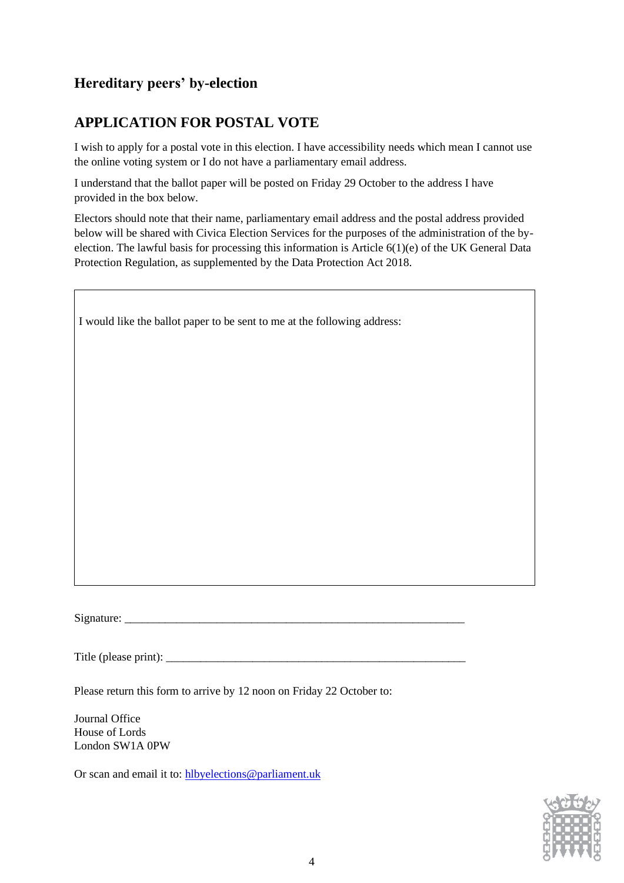## Hereditary peers' by-election

## APPLICATION FOR POSTAL VOTE

I wish to apply for a postal vote in this election. I have accessibility needs which mean I cannot use the online voting system or I do not have a parliamentary email address.

I understand that the ballot paper will be posted on Friday 29 October to the address I have provided in the box below.

Electors should note that their name, parliamentary email address and the postal address provided below will be shared with Civica Election Services for the purposes of the administration of the by-election. The lawful basis for processing this information is Article 6(1)(e) of the UK General Data Protection Regulation, as supplemented by the Data Protection Act 2018.

| |
|---|
| I would like the ballot paper to be sent to me at the following address: |

Signature: ____________________________________________________________

Title (please print): ____________________________________________________

Please return this form to arrive by 12 noon on Friday 22 October to:

Journal Office
House of Lords
London SW1A 0PW

Or scan and email it to: hlbyelections@parliament.uk